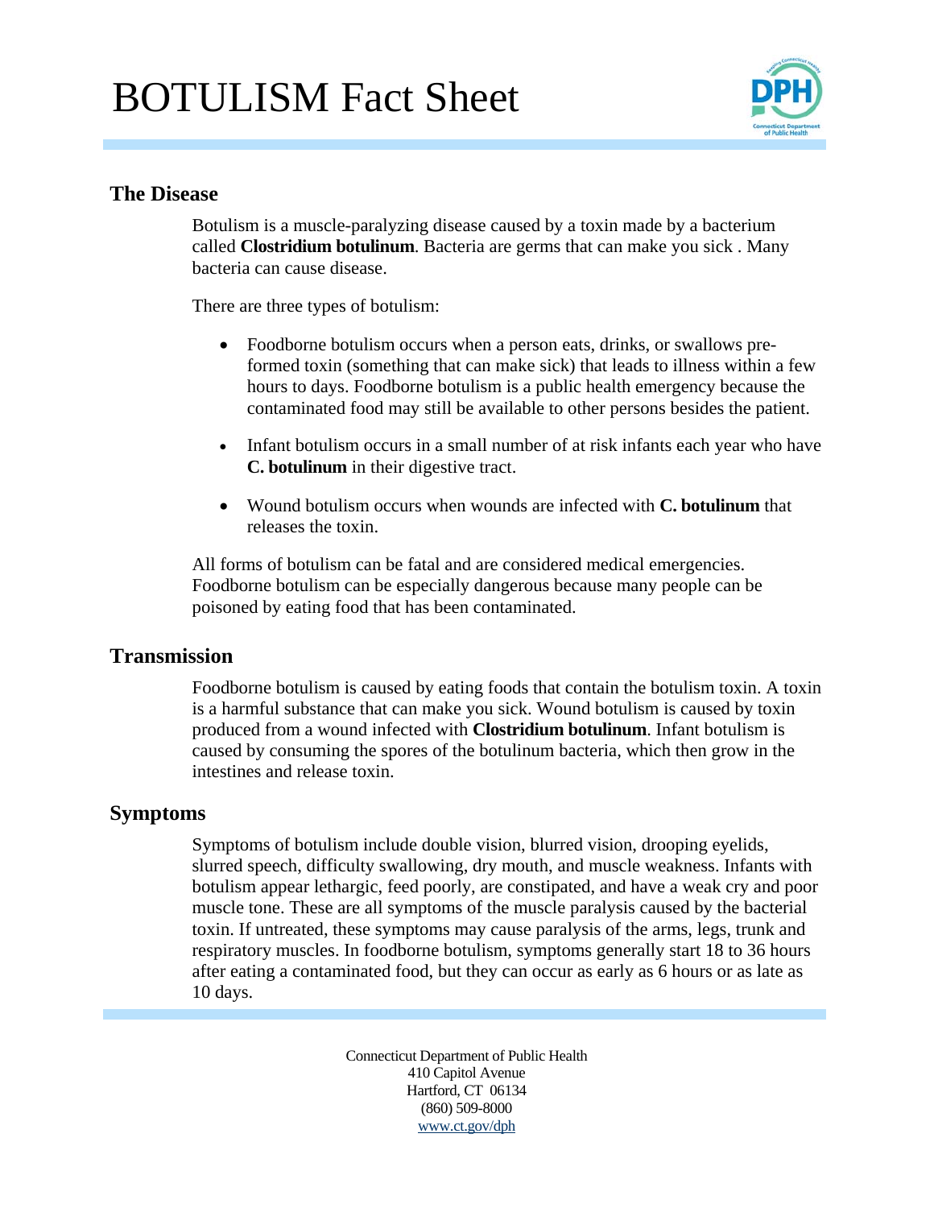# BOTULISM Fact Sheet

## The Disease

Botulism is a muscle-paralyzing disease caused by a toxin made by a bacterium called **Clostridium botulinum**. Bacteria are germs that can make you sick . Many bacteria can cause disease.

There are three types of botulism:

- Foodborne botulism occurs when a person eats, drinks, or swallows pre-formed toxin (something that can make sick) that leads to illness within a few hours to days. Foodborne botulism is a public health emergency because the contaminated food may still be available to other persons besides the patient.
- Infant botulism occurs in a small number of at risk infants each year who have **C. botulinum** in their digestive tract.
- Wound botulism occurs when wounds are infected with **C. botulinum** that releases the toxin.

All forms of botulism can be fatal and are considered medical emergencies. Foodborne botulism can be especially dangerous because many people can be poisoned by eating food that has been contaminated.

## Transmission

Foodborne botulism is caused by eating foods that contain the botulism toxin. A toxin is a harmful substance that can make you sick. Wound botulism is caused by toxin produced from a wound infected with **Clostridium botulinum**. Infant botulism is caused by consuming the spores of the botulinum bacteria, which then grow in the intestines and release toxin.

## Symptoms

Symptoms of botulism include double vision, blurred vision, drooping eyelids, slurred speech, difficulty swallowing, dry mouth, and muscle weakness. Infants with botulism appear lethargic, feed poorly, are constipated, and have a weak cry and poor muscle tone. These are all symptoms of the muscle paralysis caused by the bacterial toxin. If untreated, these symptoms may cause paralysis of the arms, legs, trunk and respiratory muscles. In foodborne botulism, symptoms generally start 18 to 36 hours after eating a contaminated food, but they can occur as early as 6 hours or as late as 10 days.

Connecticut Department of Public Health
410 Capitol Avenue
Hartford, CT 06134
(860) 509-8000
www.ct.gov/dph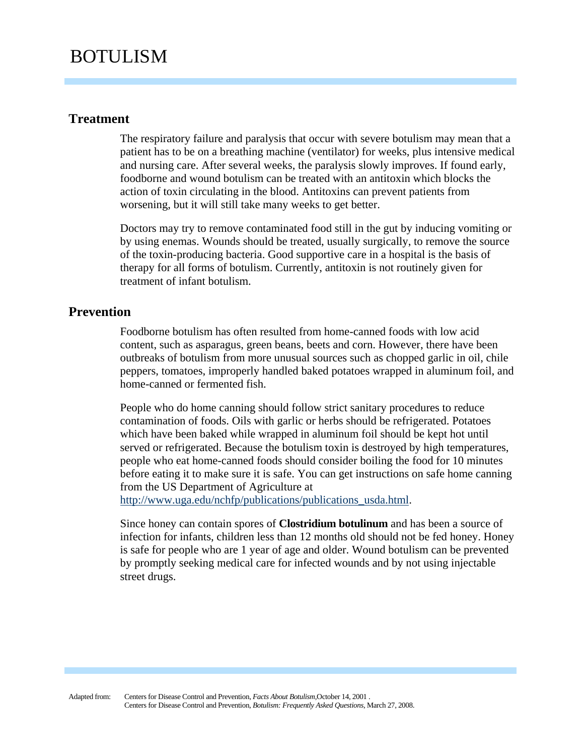# BOTULISM

## Treatment

The respiratory failure and paralysis that occur with severe botulism may mean that a patient has to be on a breathing machine (ventilator) for weeks, plus intensive medical and nursing care. After several weeks, the paralysis slowly improves. If found early, foodborne and wound botulism can be treated with an antitoxin which blocks the action of toxin circulating in the blood. Antitoxins can prevent patients from worsening, but it will still take many weeks to get better.

Doctors may try to remove contaminated food still in the gut by inducing vomiting or by using enemas. Wounds should be treated, usually surgically, to remove the source of the toxin-producing bacteria. Good supportive care in a hospital is the basis of therapy for all forms of botulism. Currently, antitoxin is not routinely given for treatment of infant botulism.

## Prevention

Foodborne botulism has often resulted from home-canned foods with low acid content, such as asparagus, green beans, beets and corn. However, there have been outbreaks of botulism from more unusual sources such as chopped garlic in oil, chile peppers, tomatoes, improperly handled baked potatoes wrapped in aluminum foil, and home-canned or fermented fish.

People who do home canning should follow strict sanitary procedures to reduce contamination of foods. Oils with garlic or herbs should be refrigerated. Potatoes which have been baked while wrapped in aluminum foil should be kept hot until served or refrigerated. Because the botulism toxin is destroyed by high temperatures, people who eat home-canned foods should consider boiling the food for 10 minutes before eating it to make sure it is safe. You can get instructions on safe home canning from the US Department of Agriculture at http://www.uga.edu/nchfp/publications/publications_usda.html.

Since honey can contain spores of **Clostridium botulinum** and has been a source of infection for infants, children less than 12 months old should not be fed honey. Honey is safe for people who are 1 year of age and older. Wound botulism can be prevented by promptly seeking medical care for infected wounds and by not using injectable street drugs.

Adapted from: Centers for Disease Control and Prevention, *Facts About Botulism*, October 14, 2001 .
Centers for Disease Control and Prevention, *Botulism: Frequently Asked Questions*, March 27, 2008.